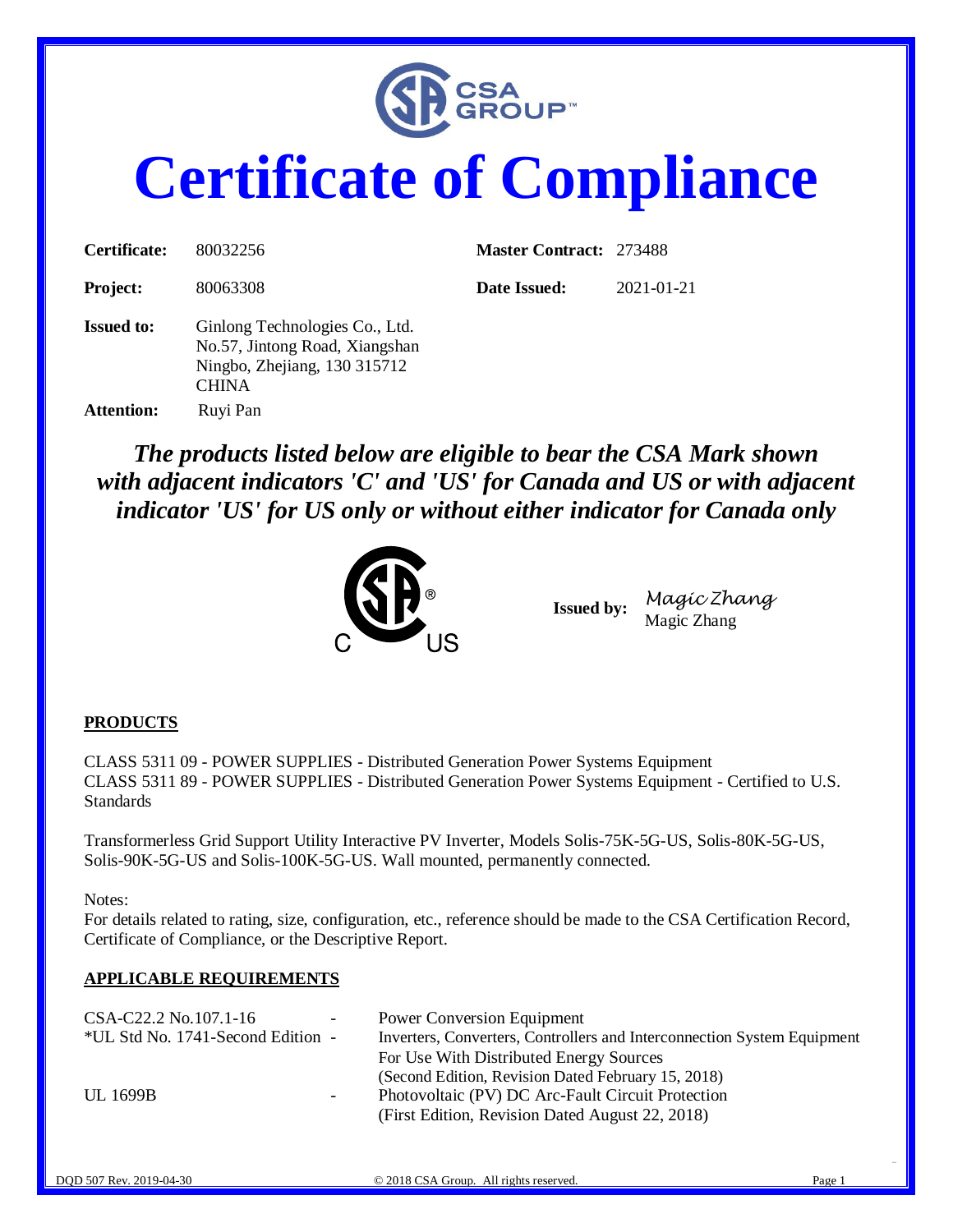# Certificate of Compliance

| | | | |
|---|---|---|---|
| **Certificate:** | 80032256 | **Master Contract:** | 273488 |
| **Project:** | 80063308 | **Date Issued:** | 2021-01-21 |

**Issued to:** Ginlong Technologies Co., Ltd.
No.57, Jintong Road, Xiangshan
Ningbo, Zhejiang, 130 315712
CHINA

**Attention:** Ruyi Pan

***The products listed below are eligible to bear the CSA Mark shown with adjacent indicators 'C' and 'US' for Canada and US or with adjacent indicator 'US' for US only or without either indicator for Canada only***

**Issued by:** Magic Zhang
Magic Zhang

## PRODUCTS

CLASS 5311 09 - POWER SUPPLIES - Distributed Generation Power Systems Equipment
CLASS 5311 89 - POWER SUPPLIES - Distributed Generation Power Systems Equipment - Certified to U.S. Standards

Transformerless Grid Support Utility Interactive PV Inverter, Models Solis-75K-5G-US, Solis-80K-5G-US, Solis-90K-5G-US and Solis-100K-5G-US. Wall mounted, permanently connected.

Notes:
For details related to rating, size, configuration, etc., reference should be made to the CSA Certification Record, Certificate of Compliance, or the Descriptive Report.

## APPLICABLE REQUIREMENTS

| | | |
|---|---|---|
| CSA-C22.2 No.107.1-16 | - | Power Conversion Equipment |
| *UL Std No. 1741-Second Edition | - | Inverters, Converters, Controllers and Interconnection System Equipment For Use With Distributed Energy Sources (Second Edition, Revision Dated February 15, 2018) |
| UL 1699B | - | Photovoltaic (PV) DC Arc-Fault Circuit Protection (First Edition, Revision Dated August 22, 2018) |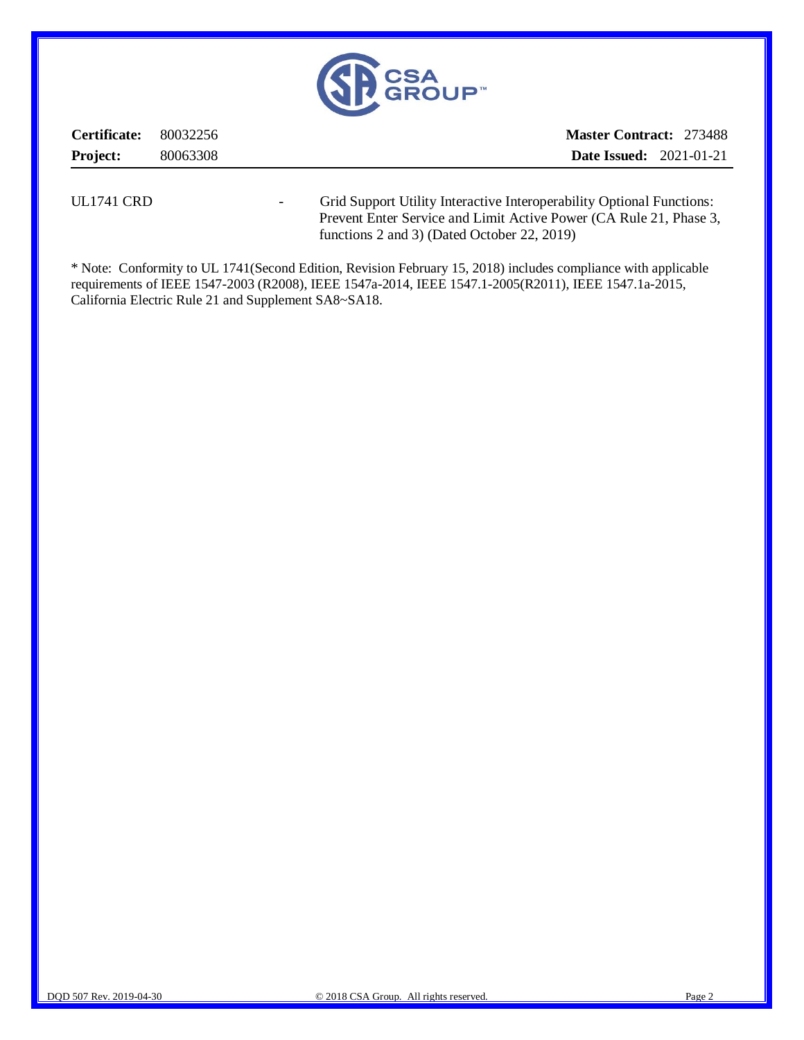**Certificate:** 80032256 **Master Contract:** 273488

**Project:** 80063308 **Date Issued:** 2021-01-21

UL1741 CRD - Grid Support Utility Interactive Interoperability Optional Functions: Prevent Enter Service and Limit Active Power (CA Rule 21, Phase 3, functions 2 and 3) (Dated October 22, 2019)

* Note: Conformity to UL 1741(Second Edition, Revision February 15, 2018) includes compliance with applicable requirements of IEEE 1547-2003 (R2008), IEEE 1547a-2014, IEEE 1547.1-2005(R2011), IEEE 1547.1a-2015, California Electric Rule 21 and Supplement SA8~SA18.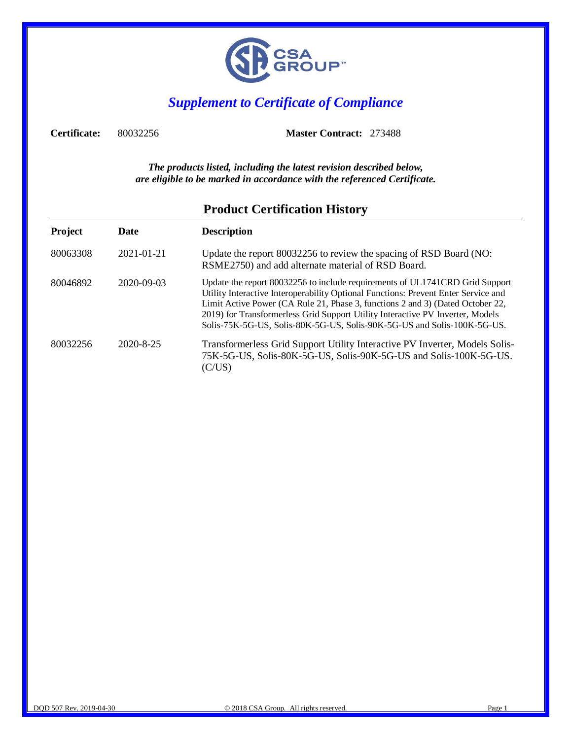CSA GROUP™

# *Supplement to Certificate of Compliance*

**Certificate:** 80032256 **Master Contract:** 273488

***The products listed, including the latest revision described below, are eligible to be marked in accordance with the referenced Certificate.***

## Product Certification History

| Project | Date | Description |
|---|---|---|
| 80063308 | 2021-01-21 | Update the report 80032256 to review the spacing of RSD Board (NO: RSME2750) and add alternate material of RSD Board. |
| 80046892 | 2020-09-03 | Update the report 80032256 to include requirements of UL1741CRD Grid Support Utility Interactive Interoperability Optional Functions: Prevent Enter Service and Limit Active Power (CA Rule 21, Phase 3, functions 2 and 3) (Dated October 22, 2019) for Transformerless Grid Support Utility Interactive PV Inverter, Models Solis-75K-5G-US, Solis-80K-5G-US, Solis-90K-5G-US and Solis-100K-5G-US. |
| 80032256 | 2020-8-25 | Transformerless Grid Support Utility Interactive PV Inverter, Models Solis-75K-5G-US, Solis-80K-5G-US, Solis-90K-5G-US and Solis-100K-5G-US. (C/US) |

DQD 507 Rev. 2019-04-30 © 2018 CSA Group. All rights reserved.